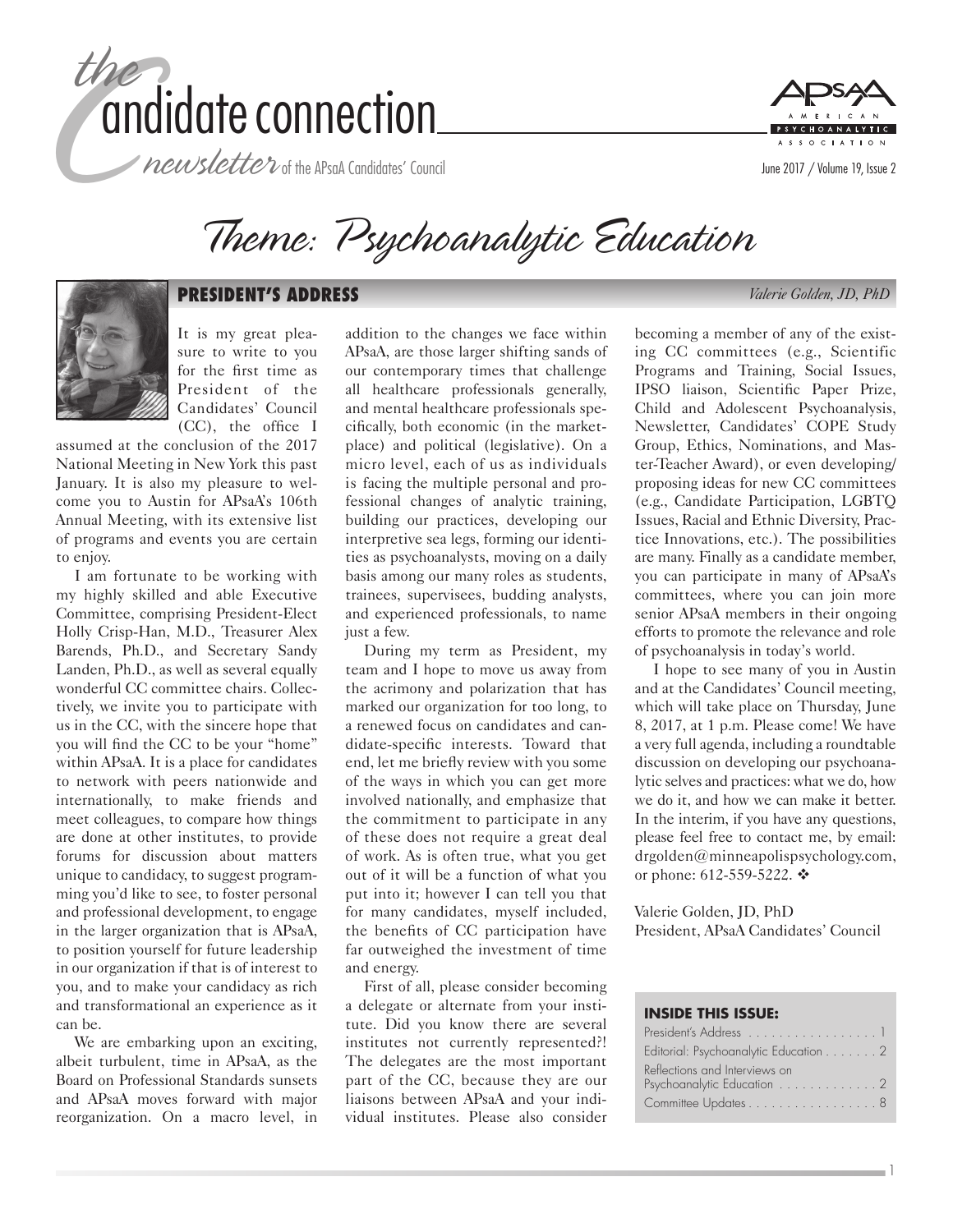# the candidate connection

*newsletter* of the APsaA Candidates' Council

June 2017 / Volume 19, Issue 2

# *Theme: Psychoanalytic Education*

## PRESIDENT'S ADDRESS

*Valerie Golden, JD, PhD*

It is my great pleasure to write to you for the first time as President of the Candidates' Council (CC), the office I assumed at the conclusion of the 2017 National Meeting in New York this past January. It is also my pleasure to welcome you to Austin for APsaA's 106th Annual Meeting, with its extensive list of programs and events you are certain to enjoy.

I am fortunate to be working with my highly skilled and able Executive Committee, comprising President-Elect Holly Crisp-Han, M.D., Treasurer Alex Barends, Ph.D., and Secretary Sandy Landen, Ph.D., as well as several equally wonderful CC committee chairs. Collectively, we invite you to participate with us in the CC, with the sincere hope that you will find the CC to be your "home" within APsaA. It is a place for candidates to network with peers nationwide and internationally, to make friends and meet colleagues, to compare how things are done at other institutes, to provide forums for discussion about matters unique to candidacy, to suggest programming you'd like to see, to foster personal and professional development, to engage in the larger organization that is APsaA, to position yourself for future leadership in our organization if that is of interest to you, and to make your candidacy as rich and transformational an experience as it can be.

We are embarking upon an exciting, albeit turbulent, time in APsaA, as the Board on Professional Standards sunsets and APsaA moves forward with major reorganization. On a macro level, in addition to the changes we face within APsaA, are those larger shifting sands of our contemporary times that challenge all healthcare professionals generally, and mental healthcare professionals specifically, both economic (in the marketplace) and political (legislative). On a micro level, each of us as individuals is facing the multiple personal and professional changes of analytic training, building our practices, developing our interpretive sea legs, forming our identities as psychoanalysts, moving on a daily basis among our many roles as students, trainees, supervisees, budding analysts, and experienced professionals, to name just a few.

During my term as President, my team and I hope to move us away from the acrimony and polarization that has marked our organization for too long, to a renewed focus on candidates and candidate-specific interests. Toward that end, let me briefly review with you some of the ways in which you can get more involved nationally, and emphasize that the commitment to participate in any of these does not require a great deal of work. As is often true, what you get out of it will be a function of what you put into it; however I can tell you that for many candidates, myself included, the benefits of CC participation have far outweighed the investment of time and energy.

First of all, please consider becoming a delegate or alternate from your institute. Did you know there are several institutes not currently represented?! The delegates are the most important part of the CC, because they are our liaisons between APsaA and your individual institutes. Please also consider becoming a member of any of the existing CC committees (e.g., Scientific Programs and Training, Social Issues, IPSO liaison, Scientific Paper Prize, Child and Adolescent Psychoanalysis, Newsletter, Candidates' COPE Study Group, Ethics, Nominations, and Master-Teacher Award), or even developing/proposing ideas for new CC committees (e.g., Candidate Participation, LGBTQ Issues, Racial and Ethnic Diversity, Practice Innovations, etc.). The possibilities are many. Finally as a candidate member, you can participate in many of APsaA's committees, where you can join more senior APsaA members in their ongoing efforts to promote the relevance and role of psychoanalysis in today's world.

I hope to see many of you in Austin and at the Candidates' Council meeting, which will take place on Thursday, June 8, 2017, at 1 p.m. Please come! We have a very full agenda, including a roundtable discussion on developing our psychoanalytic selves and practices: what we do, how we do it, and how we can make it better. In the interim, if you have any questions, please feel free to contact me, by email: drgolden@minneapolispsychology.com, or phone: 612-559-5222. ❖

Valerie Golden, JD, PhD
President, APsaA Candidates' Council

### INSIDE THIS ISSUE:

| | |
|---|---|
| President's Address | 1 |
| Editorial: Psychoanalytic Education | 2 |
| Reflections and Interviews on Psychoanalytic Education | 2 |
| Committee Updates | 8 |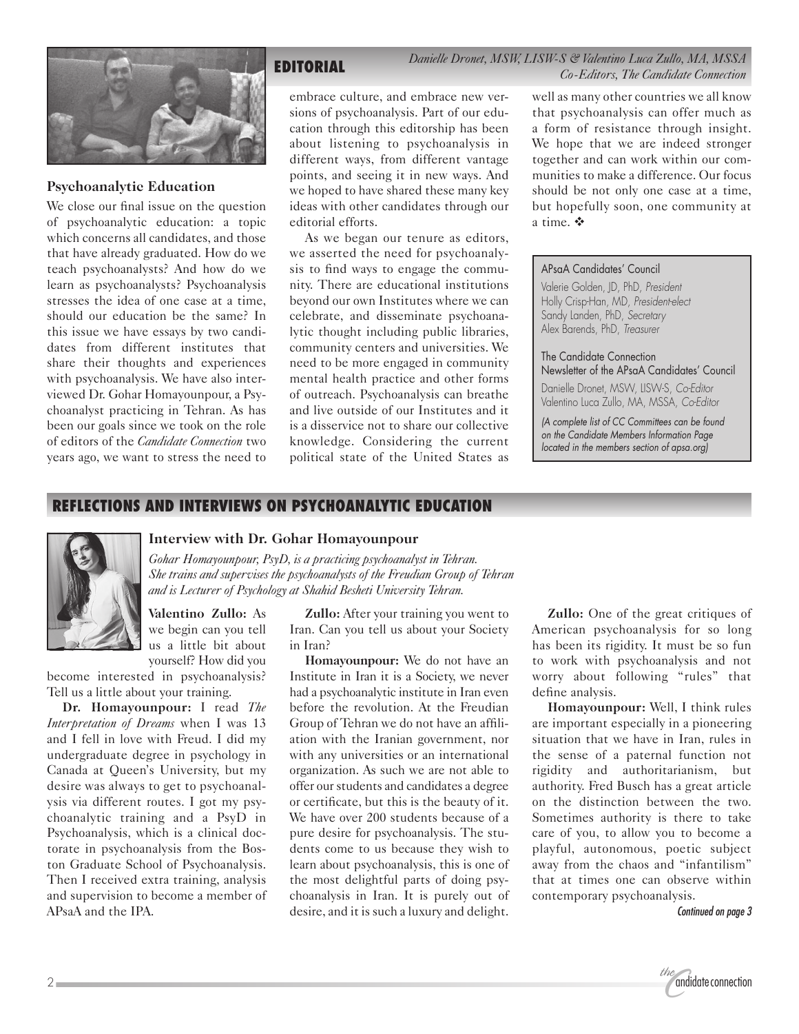## EDITORIAL

*Danielle Dronet, MSW, LISW-S & Valentino Luca Zullo, MA, MSSA*
*Co-Editors, The Candidate Connection*

### Psychoanalytic Education

We close our final issue on the question of psychoanalytic education: a topic which concerns all candidates, and those that have already graduated. How do we teach psychoanalysts? And how do we learn as psychoanalysts? Psychoanalysis stresses the idea of one case at a time, should our education be the same? In this issue we have essays by two candidates from different institutes that share their thoughts and experiences with psychoanalysis. We have also interviewed Dr. Gohar Homayounpour, a Psychoanalyst practicing in Tehran. As has been our goals since we took on the role of editors of the *Candidate Connection* two years ago, we want to stress the need to embrace culture, and embrace new versions of psychoanalysis. Part of our education through this editorship has been about listening to psychoanalysis in different ways, from different vantage points, and seeing it in new ways. And we hoped to have shared these many key ideas with other candidates through our editorial efforts.

As we began our tenure as editors, we asserted the need for psychoanalysis to find ways to engage the community. There are educational institutions beyond our own Institutes where we can celebrate, and disseminate psychoanalytic thought including public libraries, community centers and universities. We need to be more engaged in community mental health practice and other forms of outreach. Psychoanalysis can breathe and live outside of our Institutes and it is a disservice not to share our collective knowledge. Considering the current political state of the United States as well as many other countries we all know that psychoanalysis can offer much as a form of resistance through insight. We hope that we are indeed stronger together and can work within our communities to make a difference. Our focus should be not only one case at a time, but hopefully soon, one community at a time. ❖

APsaA Candidates' Council
Valerie Golden, JD, PhD, *President*
Holly Crisp-Han, MD, *President-elect*
Sandy Landen, PhD, *Secretary*
Alex Barends, PhD, *Treasurer*

The Candidate Connection
Newsletter of the APsaA Candidates' Council
Danielle Dronet, MSW, LISW-S, *Co-Editor*
Valentino Luca Zullo, MA, MSSA, *Co-Editor*

*(A complete list of CC Committees can be found on the Candidate Members Information Page located in the members section of apsa.org)*

## REFLECTIONS AND INTERVIEWS ON PSYCHOANALYTIC EDUCATION

### Interview with Dr. Gohar Homayounpour

*Gohar Homayounpour, PsyD, is a practicing psychoanalyst in Tehran. She trains and supervises the psychoanalysts of the Freudian Group of Tehran and is Lecturer of Psychology at Shahid Besheti University Tehran.*

**Valentino Zullo:** As we begin can you tell us a little bit about yourself? How did you become interested in psychoanalysis? Tell us a little about your training.

**Dr. Homayounpour:** I read *The Interpretation of Dreams* when I was 13 and I fell in love with Freud. I did my undergraduate degree in psychology in Canada at Queen's University, but my desire was always to get to psychoanalysis via different routes. I got my psychoanalytic training and a PsyD in Psychoanalysis, which is a clinical doctorate in psychoanalysis from the Boston Graduate School of Psychoanalysis. Then I received extra training, analysis and supervision to become a member of APsaA and the IPA.

**Zullo:** After your training you went to Iran. Can you tell us about your Society in Iran?

**Homayounpour:** We do not have an Institute in Iran it is a Society, we never had a psychoanalytic institute in Iran even before the revolution. At the Freudian Group of Tehran we do not have an affiliation with the Iranian government, nor with any universities or an international organization. As such we are not able to offer our students and candidates a degree or certificate, but this is the beauty of it. We have over 200 students because of a pure desire for psychoanalysis. The students come to us because they wish to learn about psychoanalysis, this is one of the most delightful parts of doing psychoanalysis in Iran. It is purely out of desire, and it is such a luxury and delight.

**Zullo:** One of the great critiques of American psychoanalysis for so long has been its rigidity. It must be so fun to work with psychoanalysis and not worry about following "rules" that define analysis.

**Homayounpour:** Well, I think rules are important especially in a pioneering situation that we have in Iran, rules in the sense of a paternal function not rigidity and authoritarianism, but authority. Fred Busch has a great article on the distinction between the two. Sometimes authority is there to take care of you, to allow you to become a playful, autonomous, poetic subject away from the chaos and "infantilism" that at times one can observe within contemporary psychoanalysis.

*Continued on page 3*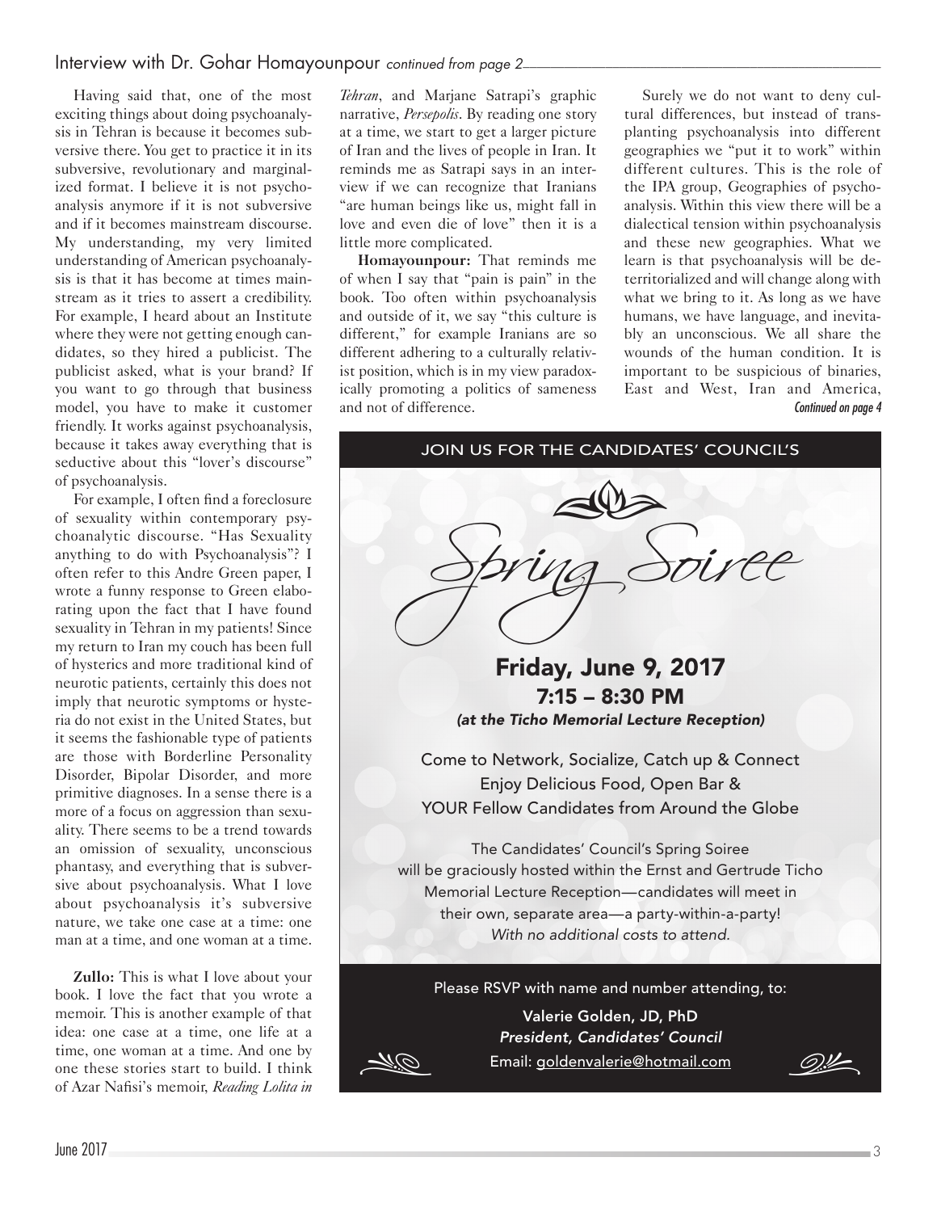## Interview with Dr. Gohar Homayounpour *continued from page 2*

Having said that, one of the most exciting things about doing psychoanalysis in Tehran is because it becomes subversive there. You get to practice it in its subversive, revolutionary and marginalized format. I believe it is not psychoanalysis anymore if it is not subversive and if it becomes mainstream discourse. My understanding, my very limited understanding of American psychoanalysis is that it has become at times mainstream as it tries to assert a credibility. For example, I heard about an Institute where they were not getting enough candidates, so they hired a publicist. The publicist asked, what is your brand? If you want to go through that business model, you have to make it customer friendly. It works against psychoanalysis, because it takes away everything that is seductive about this "lover's discourse" of psychoanalysis.

For example, I often find a foreclosure of sexuality within contemporary psychoanalytic discourse. "Has Sexuality anything to do with Psychoanalysis"? I often refer to this Andre Green paper, I wrote a funny response to Green elaborating upon the fact that I have found sexuality in Tehran in my patients! Since my return to Iran my couch has been full of hysterics and more traditional kind of neurotic patients, certainly this does not imply that neurotic symptoms or hysteria do not exist in the United States, but it seems the fashionable type of patients are those with Borderline Personality Disorder, Bipolar Disorder, and more primitive diagnoses. In a sense there is a more of a focus on aggression than sexuality. There seems to be a trend towards an omission of sexuality, unconscious phantasy, and everything that is subversive about psychoanalysis. What I love about psychoanalysis it's subversive nature, we take one case at a time: one man at a time, and one woman at a time.

**Zullo:** This is what I love about your book. I love the fact that you wrote a memoir. This is another example of that idea: one case at a time, one life at a time, one woman at a time. And one by one these stories start to build. I think of Azar Nafisi's memoir, *Reading Lolita in Tehran*, and Marjane Satrapi's graphic narrative, *Persepolis*. By reading one story at a time, we start to get a larger picture of Iran and the lives of people in Iran. It reminds me as Satrapi says in an interview if we can recognize that Iranians "are human beings like us, might fall in love and even die of love" then it is a little more complicated.

**Homayounpour:** That reminds me of when I say that "pain is pain" in the book. Too often within psychoanalysis and outside of it, we say "this culture is different," for example Iranians are so different adhering to a culturally relativist position, which is in my view paradoxically promoting a politics of sameness and not of difference.

Surely we do not want to deny cultural differences, but instead of transplanting psychoanalysis into different geographies we "put it to work" within different cultures. This is the role of the IPA group, Geographies of psychoanalysis. Within this view there will be a dialectical tension within psychoanalysis and these new geographies. What we learn is that psychoanalysis will be deterritorialized and will change along with what we bring to it. As long as we have humans, we have language, and inevitably an unconscious. We all share the wounds of the human condition. It is important to be suspicious of binaries, East and West, Iran and America,

*Continued on page 4*

---

JOIN US FOR THE CANDIDATES' COUNCIL'S

# *Spring Soiree*

## Friday, June 9, 2017

### 7:15 – 8:30 PM

***(at the Ticho Memorial Lecture Reception)***

Come to Network, Socialize, Catch up & Connect
Enjoy Delicious Food, Open Bar &
YOUR Fellow Candidates from Around the Globe

The Candidates' Council's Spring Soiree will be graciously hosted within the Ernst and Gertrude Ticho Memorial Lecture Reception—candidates will meet in their own, separate area—a party-within-a-party!
*With no additional costs to attend.*

Please RSVP with name and number attending, to:

**Valerie Golden, JD, PhD**
***President, Candidates' Council***
Email: goldenvalerie@hotmail.com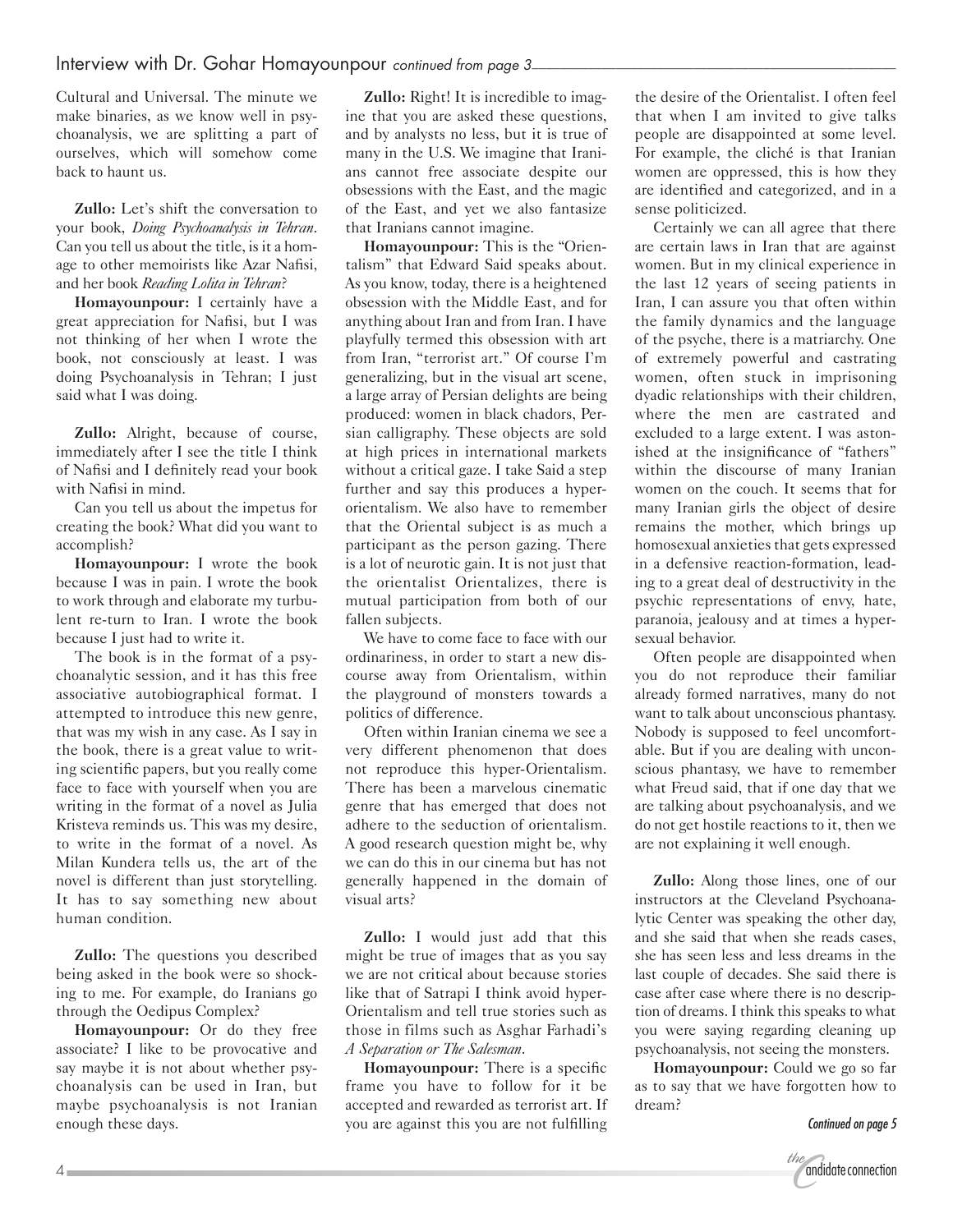## Interview with Dr. Gohar Homayounpour *continued from page 3*

Cultural and Universal. The minute we make binaries, as we know well in psychoanalysis, we are splitting a part of ourselves, which will somehow come back to haunt us.

**Zullo:** Let's shift the conversation to your book, *Doing Psychoanalysis in Tehran*. Can you tell us about the title, is it a homage to other memoirists like Azar Nafisi, and her book *Reading Lolita in Tehran*?

**Homayounpour:** I certainly have a great appreciation for Nafisi, but I was not thinking of her when I wrote the book, not consciously at least. I was doing Psychoanalysis in Tehran; I just said what I was doing.

**Zullo:** Alright, because of course, immediately after I see the title I think of Nafisi and I definitely read your book with Nafisi in mind.

Can you tell us about the impetus for creating the book? What did you want to accomplish?

**Homayounpour:** I wrote the book because I was in pain. I wrote the book to work through and elaborate my turbulent re-turn to Iran. I wrote the book because I just had to write it.

The book is in the format of a psychoanalytic session, and it has this free associative autobiographical format. I attempted to introduce this new genre, that was my wish in any case. As I say in the book, there is a great value to writing scientific papers, but you really come face to face with yourself when you are writing in the format of a novel as Julia Kristeva reminds us. This was my desire, to write in the format of a novel. As Milan Kundera tells us, the art of the novel is different than just storytelling. It has to say something new about human condition.

**Zullo:** The questions you described being asked in the book were so shocking to me. For example, do Iranians go through the Oedipus Complex?

**Homayounpour:** Or do they free associate? I like to be provocative and say maybe it is not about whether psychoanalysis can be used in Iran, but maybe psychoanalysis is not Iranian enough these days.

**Zullo:** Right! It is incredible to imagine that you are asked these questions, and by analysts no less, but it is true of many in the U.S. We imagine that Iranians cannot free associate despite our obsessions with the East, and the magic of the East, and yet we also fantasize that Iranians cannot imagine.

**Homayounpour:** This is the "Orientalism" that Edward Said speaks about. As you know, today, there is a heightened obsession with the Middle East, and for anything about Iran and from Iran. I have playfully termed this obsession with art from Iran, "terrorist art." Of course I'm generalizing, but in the visual art scene, a large array of Persian delights are being produced: women in black chadors, Persian calligraphy. These objects are sold at high prices in international markets without a critical gaze. I take Said a step further and say this produces a hyper-orientalism. We also have to remember that the Oriental subject is as much a participant as the person gazing. There is a lot of neurotic gain. It is not just that the orientalist Orientalizes, there is mutual participation from both of our fallen subjects.

We have to come face to face with our ordinariness, in order to start a new discourse away from Orientalism, within the playground of monsters towards a politics of difference.

Often within Iranian cinema we see a very different phenomenon that does not reproduce this hyper-Orientalism. There has been a marvelous cinematic genre that has emerged that does not adhere to the seduction of orientalism. A good research question might be, why we can do this in our cinema but has not generally happened in the domain of visual arts?

**Zullo:** I would just add that this might be true of images that as you say we are not critical about because stories like that of Satrapi I think avoid hyper-Orientalism and tell true stories such as those in films such as Asghar Farhadi's *A Separation or The Salesman*.

**Homayounpour:** There is a specific frame you have to follow for it be accepted and rewarded as terrorist art. If you are against this you are not fulfilling the desire of the Orientalist. I often feel that when I am invited to give talks people are disappointed at some level. For example, the cliché is that Iranian women are oppressed, this is how they are identified and categorized, and in a sense politicized.

Certainly we can all agree that there are certain laws in Iran that are against women. But in my clinical experience in the last 12 years of seeing patients in Iran, I can assure you that often within the family dynamics and the language of the psyche, there is a matriarchy. One of extremely powerful and castrating women, often stuck in imprisoning dyadic relationships with their children, where the men are castrated and excluded to a large extent. I was astonished at the insignificance of "fathers" within the discourse of many Iranian women on the couch. It seems that for many Iranian girls the object of desire remains the mother, which brings up homosexual anxieties that gets expressed in a defensive reaction-formation, leading to a great deal of destructivity in the psychic representations of envy, hate, paranoia, jealousy and at times a hypersexual behavior.

Often people are disappointed when you do not reproduce their familiar already formed narratives, many do not want to talk about unconscious phantasy. Nobody is supposed to feel uncomfortable. But if you are dealing with unconscious phantasy, we have to remember what Freud said, that if one day that we are talking about psychoanalysis, and we do not get hostile reactions to it, then we are not explaining it well enough.

**Zullo:** Along those lines, one of our instructors at the Cleveland Psychoanalytic Center was speaking the other day, and she said that when she reads cases, she has seen less and less dreams in the last couple of decades. She said there is case after case where there is no description of dreams. I think this speaks to what you were saying regarding cleaning up psychoanalysis, not seeing the monsters.

**Homayounpour:** Could we go so far as to say that we have forgotten how to dream?

*Continued on page 5*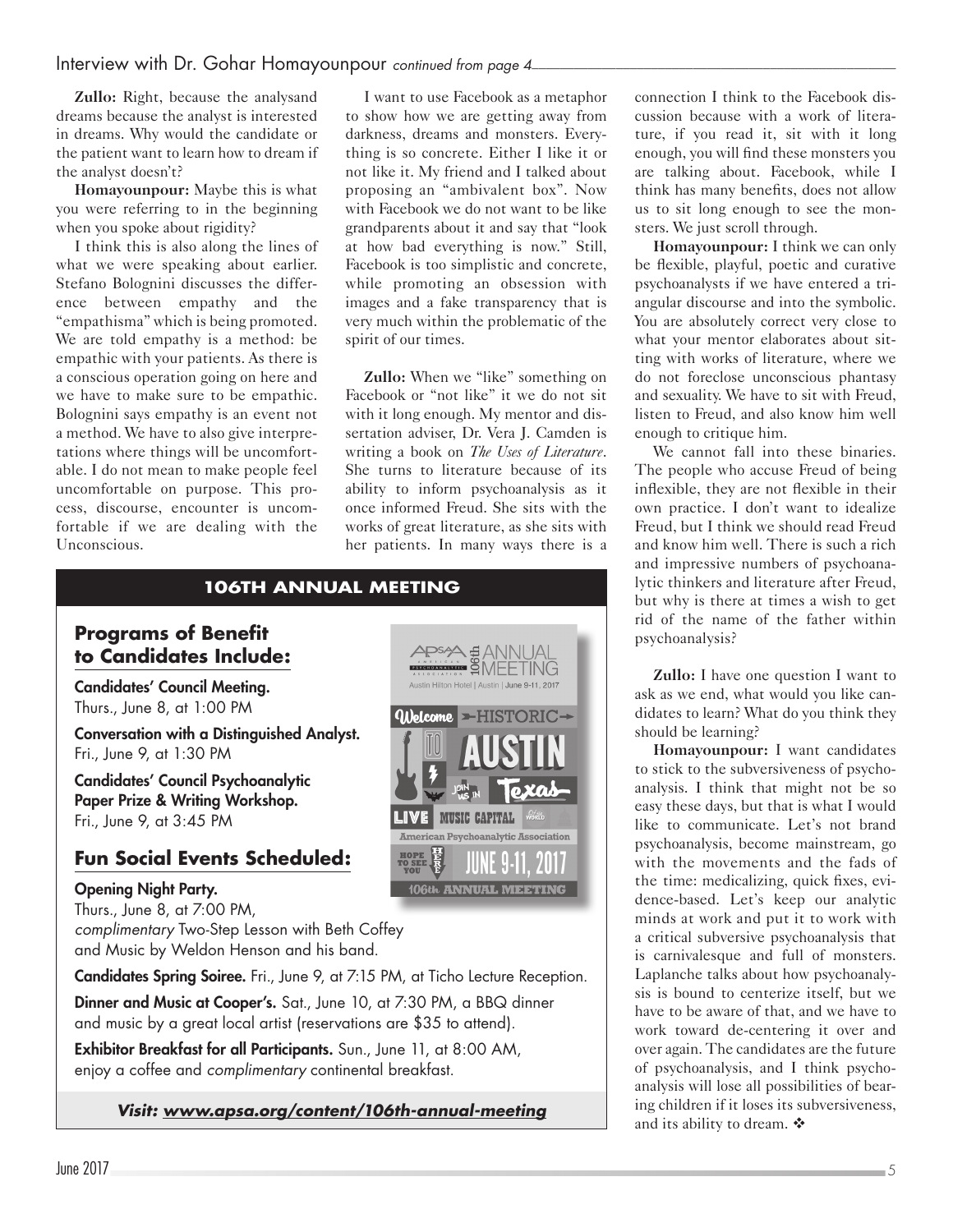Interview with Dr. Gohar Homayounpour *continued from page 4*

**Zullo:** Right, because the analysand dreams because the analyst is interested in dreams. Why would the candidate or the patient want to learn how to dream if the analyst doesn't?

**Homayounpour:** Maybe this is what you were referring to in the beginning when you spoke about rigidity?

I think this is also along the lines of what we were speaking about earlier. Stefano Bolognini discusses the difference between empathy and the "empathisma" which is being promoted. We are told empathy is a method: be empathic with your patients. As there is a conscious operation going on here and we have to make sure to be empathic. Bolognini says empathy is an event not a method. We have to also give interpretations where things will be uncomfortable. I do not mean to make people feel uncomfortable on purpose. This process, discourse, encounter is uncomfortable if we are dealing with the Unconscious.

I want to use Facebook as a metaphor to show how we are getting away from darkness, dreams and monsters. Everything is so concrete. Either I like it or not like it. My friend and I talked about proposing an "ambivalent box". Now with Facebook we do not want to be like grandparents about it and say that "look at how bad everything is now." Still, Facebook is too simplistic and concrete, while promoting an obsession with images and a fake transparency that is very much within the problematic of the spirit of our times.

**Zullo:** When we "like" something on Facebook or "not like" it we do not sit with it long enough. My mentor and dissertation adviser, Dr. Vera J. Camden is writing a book on *The Uses of Literature*. She turns to literature because of its ability to inform psychoanalysis as it once informed Freud. She sits with the works of great literature, as she sits with her patients. In many ways there is a connection I think to the Facebook discussion because with a work of literature, if you read it, sit with it long enough, you will find these monsters you are talking about. Facebook, while I think has many benefits, does not allow us to sit long enough to see the monsters. We just scroll through.

**Homayounpour:** I think we can only be flexible, playful, poetic and curative psychoanalysts if we have entered a triangular discourse and into the symbolic. You are absolutely correct very close to what your mentor elaborates about sitting with works of literature, where we do not foreclose unconscious phantasy and sexuality. We have to sit with Freud, listen to Freud, and also know him well enough to critique him.

We cannot fall into these binaries. The people who accuse Freud of being inflexible, they are not flexible in their own practice. I don't want to idealize Freud, but I think we should read Freud and know him well. There is such a rich and impressive numbers of psychoanalytic thinkers and literature after Freud, but why is there at times a wish to get rid of the name of the father within psychoanalysis?

**Zullo:** I have one question I want to ask as we end, what would you like candidates to learn? What do you think they should be learning?

**Homayounpour:** I want candidates to stick to the subversiveness of psychoanalysis. I think that might not be so easy these days, but that is what I would like to communicate. Let's not brand psychoanalysis, become mainstream, go with the movements and the fads of the time: medicalizing, quick fixes, evidence-based. Let's keep our analytic minds at work and put it to work with a critical subversive psychoanalysis that is carnivalesque and full of monsters. Laplanche talks about how psychoanalysis is bound to centerize itself, but we have to be aware of that, and we have to work toward de-centering it over and over again. The candidates are the future of psychoanalysis, and I think psychoanalysis will lose all possibilities of bearing children if it loses its subversiveness, and its ability to dream. ❖

---

## 106TH ANNUAL MEETING

### Programs of Benefit to Candidates Include:

**Candidates' Council Meeting.**
Thurs., June 8, at 1:00 PM

**Conversation with a Distinguished Analyst.**
Fri., June 9, at 1:30 PM

**Candidates' Council Psychoanalytic Paper Prize & Writing Workshop.**
Fri., June 9, at 3:45 PM

### Fun Social Events Scheduled:

**Opening Night Party.**
Thurs., June 8, at 7:00 PM,
*complimentary* Two-Step Lesson with Beth Coffey and Music by Weldon Henson and his band.

**Candidates Spring Soiree.** Fri., June 9, at 7:15 PM, at Ticho Lecture Reception.

**Dinner and Music at Cooper's.** Sat., June 10, at 7:30 PM, a BBQ dinner and music by a great local artist (reservations are $35 to attend).

**Exhibitor Breakfast for all Participants.** Sun., June 11, at 8:00 AM, enjoy a coffee and *complimentary* continental breakfast.

APsaA 106th ANNUAL MEETING
Austin Hilton Hotel | Austin | June 9-11, 2017
Welcome TO HISTORIC AUSTIN Texas
JOIN US IN
LIVE MUSIC CAPITAL OF THE WORLD
American Psychoanalytic Association
HOPE TO SEE YOU HERE
JUNE 9-11, 2017
106th ANNUAL MEETING

***Visit: www.apsa.org/content/106th-annual-meeting***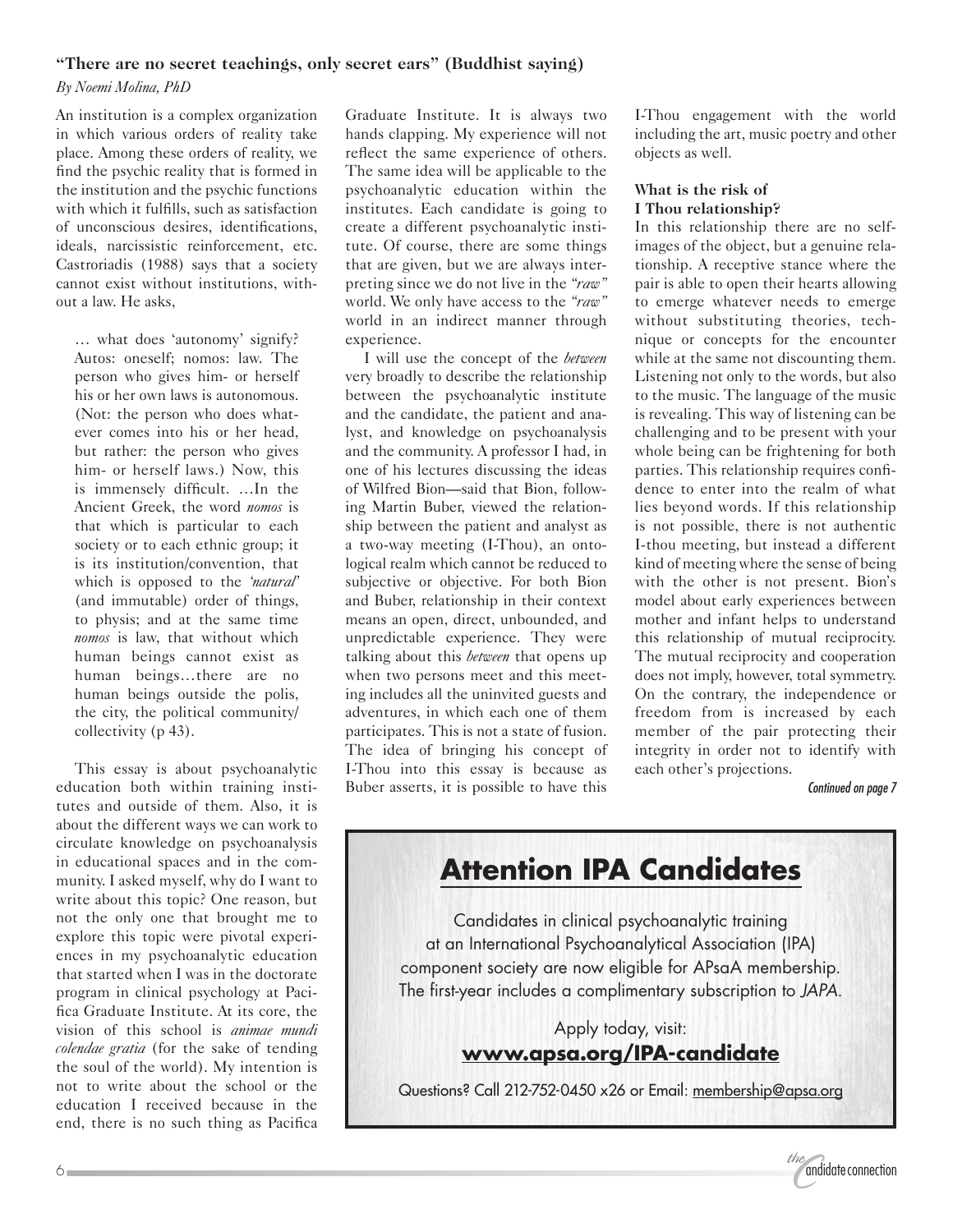## "There are no secret teachings, only secret ears" (Buddhist saying)

*By Noemi Molina, PhD*

An institution is a complex organization in which various orders of reality take place. Among these orders of reality, we find the psychic reality that is formed in the institution and the psychic functions with which it fulfills, such as satisfaction of unconscious desires, identifications, ideals, narcissistic reinforcement, etc. Castroriadis (1988) says that a society cannot exist without institutions, without a law. He asks,

> … what does 'autonomy' signify? Autos: oneself; nomos: law. The person who gives him- or herself his or her own laws is autonomous. (Not: the person who does whatever comes into his or her head, but rather: the person who gives him- or herself laws.) Now, this is immensely difficult. …In the Ancient Greek, the word *nomos* is that which is particular to each society or to each ethnic group; it is its institution/convention, that which is opposed to the *'natural'* (and immutable) order of things, to physis; and at the same time *nomos* is law, that without which human beings cannot exist as human beings…there are no human beings outside the polis, the city, the political community/collectivity (p 43).

This essay is about psychoanalytic education both within training institutes and outside of them. Also, it is about the different ways we can work to circulate knowledge on psychoanalysis in educational spaces and in the community. I asked myself, why do I want to write about this topic? One reason, but not the only one that brought me to explore this topic were pivotal experiences in my psychoanalytic education that started when I was in the doctorate program in clinical psychology at Pacifica Graduate Institute. At its core, the vision of this school is *animae mundi colendae gratia* (for the sake of tending the soul of the world). My intention is not to write about the school or the education I received because in the end, there is no such thing as Pacifica Graduate Institute. It is always two hands clapping. My experience will not reflect the same experience of others. The same idea will be applicable to the psychoanalytic education within the institutes. Each candidate is going to create a different psychoanalytic institute. Of course, there are some things that are given, but we are always interpreting since we do not live in the *"raw"* world. We only have access to the *"raw"* world in an indirect manner through experience.

I will use the concept of the *between* very broadly to describe the relationship between the psychoanalytic institute and the candidate, the patient and analyst, and knowledge on psychoanalysis and the community. A professor I had, in one of his lectures discussing the ideas of Wilfred Bion—said that Bion, following Martin Buber, viewed the relationship between the patient and analyst as a two-way meeting (I-Thou), an ontological realm which cannot be reduced to subjective or objective. For both Bion and Buber, relationship in their context means an open, direct, unbounded, and unpredictable experience. They were talking about this *between* that opens up when two persons meet and this meeting includes all the uninvited guests and adventures, in which each one of them participates. This is not a state of fusion. The idea of bringing his concept of I-Thou into this essay is because as Buber asserts, it is possible to have this I-Thou engagement with the world including the art, music poetry and other objects as well.

### What is the risk of I Thou relationship?

In this relationship there are no self-images of the object, but a genuine relationship. A receptive stance where the pair is able to open their hearts allowing to emerge whatever needs to emerge without substituting theories, technique or concepts for the encounter while at the same not discounting them. Listening not only to the words, but also to the music. The language of the music is revealing. This way of listening can be challenging and to be present with your whole being can be frightening for both parties. This relationship requires confidence to enter into the realm of what lies beyond words. If this relationship is not possible, there is not authentic I-thou meeting, but instead a different kind of meeting where the sense of being with the other is not present. Bion's model about early experiences between mother and infant helps to understand this relationship of mutual reciprocity. The mutual reciprocity and cooperation does not imply, however, total symmetry. On the contrary, the independence or freedom from is increased by each member of the pair protecting their integrity in order not to identify with each other's projections.

*Continued on page 7*

## Attention IPA Candidates

Candidates in clinical psychoanalytic training at an International Psychoanalytical Association (IPA) component society are now eligible for APsaA membership. The first-year includes a complimentary subscription to *JAPA*.

Apply today, visit:
**www.apsa.org/IPA-candidate**

Questions? Call 212-752-0450 x26 or Email: membership@apsa.org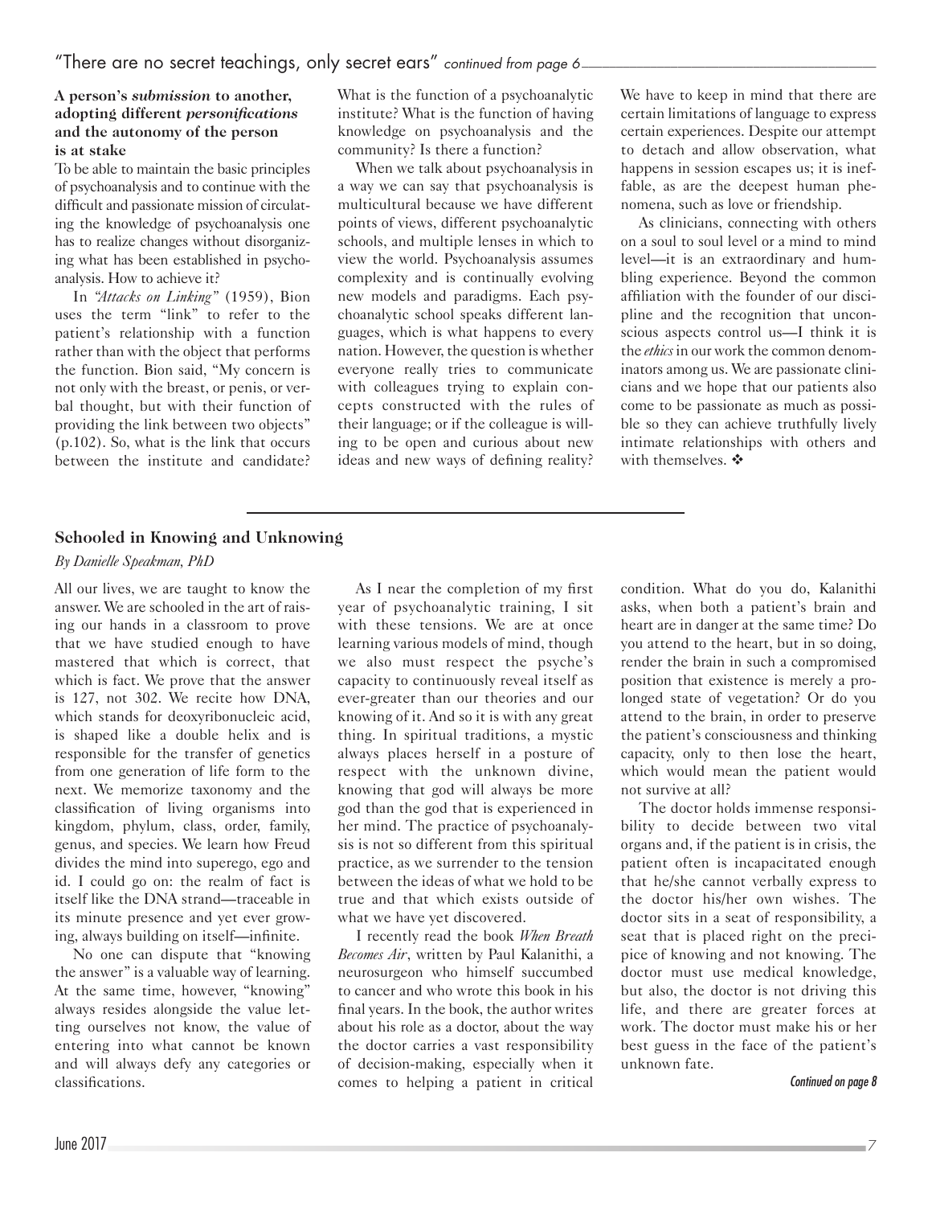"There are no secret teachings, only secret ears" *continued from page 6*

**A person's *submission* to another, adopting different *personifications* and the autonomy of the person is at stake**

To be able to maintain the basic principles of psychoanalysis and to continue with the difficult and passionate mission of circulating the knowledge of psychoanalysis one has to realize changes without disorganizing what has been established in psychoanalysis. How to achieve it?

In *"Attacks on Linking"* (1959), Bion uses the term "link" to refer to the patient's relationship with a function rather than with the object that performs the function. Bion said, "My concern is not only with the breast, or penis, or verbal thought, but with their function of providing the link between two objects" (p.102). So, what is the link that occurs between the institute and candidate? What is the function of a psychoanalytic institute? What is the function of having knowledge on psychoanalysis and the community? Is there a function?

When we talk about psychoanalysis in a way we can say that psychoanalysis is multicultural because we have different points of views, different psychoanalytic schools, and multiple lenses in which to view the world. Psychoanalysis assumes complexity and is continually evolving new models and paradigms. Each psychoanalytic school speaks different languages, which is what happens to every nation. However, the question is whether everyone really tries to communicate with colleagues trying to explain concepts constructed with the rules of their language; or if the colleague is willing to be open and curious about new ideas and new ways of defining reality?

We have to keep in mind that there are certain limitations of language to express certain experiences. Despite our attempt to detach and allow observation, what happens in session escapes us; it is ineffable, as are the deepest human phenomena, such as love or friendship.

As clinicians, connecting with others on a soul to soul level or a mind to mind level—it is an extraordinary and humbling experience. Beyond the common affiliation with the founder of our discipline and the recognition that unconscious aspects control us—I think it is the *ethics* in our work the common denominators among us. We are passionate clinicians and we hope that our patients also come to be passionate as much as possible so they can achieve truthfully lively intimate relationships with others and with themselves. ❖

## Schooled in Knowing and Unknowing

*By Danielle Speakman, PhD*

All our lives, we are taught to know the answer. We are schooled in the art of raising our hands in a classroom to prove that we have studied enough to have mastered that which is correct, that which is fact. We prove that the answer is 127, not 302. We recite how DNA, which stands for deoxyribonucleic acid, is shaped like a double helix and is responsible for the transfer of genetics from one generation of life form to the next. We memorize taxonomy and the classification of living organisms into kingdom, phylum, class, order, family, genus, and species. We learn how Freud divides the mind into superego, ego and id. I could go on: the realm of fact is itself like the DNA strand—traceable in its minute presence and yet ever growing, always building on itself—infinite.

No one can dispute that "knowing the answer" is a valuable way of learning. At the same time, however, "knowing" always resides alongside the value letting ourselves not know, the value of entering into what cannot be known and will always defy any categories or classifications.

As I near the completion of my first year of psychoanalytic training, I sit with these tensions. We are at once learning various models of mind, though we also must respect the psyche's capacity to continuously reveal itself as ever-greater than our theories and our knowing of it. And so it is with any great thing. In spiritual traditions, a mystic always places herself in a posture of respect with the unknown divine, knowing that god will always be more god than the god that is experienced in her mind. The practice of psychoanalysis is not so different from this spiritual practice, as we surrender to the tension between the ideas of what we hold to be true and that which exists outside of what we have yet discovered.

I recently read the book *When Breath Becomes Air*, written by Paul Kalanithi, a neurosurgeon who himself succumbed to cancer and who wrote this book in his final years. In the book, the author writes about his role as a doctor, about the way the doctor carries a vast responsibility of decision-making, especially when it comes to helping a patient in critical condition. What do you do, Kalanithi asks, when both a patient's brain and heart are in danger at the same time? Do you attend to the heart, but in so doing, render the brain in such a compromised position that existence is merely a prolonged state of vegetation? Or do you attend to the brain, in order to preserve the patient's consciousness and thinking capacity, only to then lose the heart, which would mean the patient would not survive at all?

The doctor holds immense responsibility to decide between two vital organs and, if the patient is in crisis, the patient often is incapacitated enough that he/she cannot verbally express to the doctor his/her own wishes. The doctor sits in a seat of responsibility, a seat that is placed right on the precipice of knowing and not knowing. The doctor must use medical knowledge, but also, the doctor is not driving this life, and there are greater forces at work. The doctor must make his or her best guess in the face of the patient's unknown fate.

*Continued on page 8*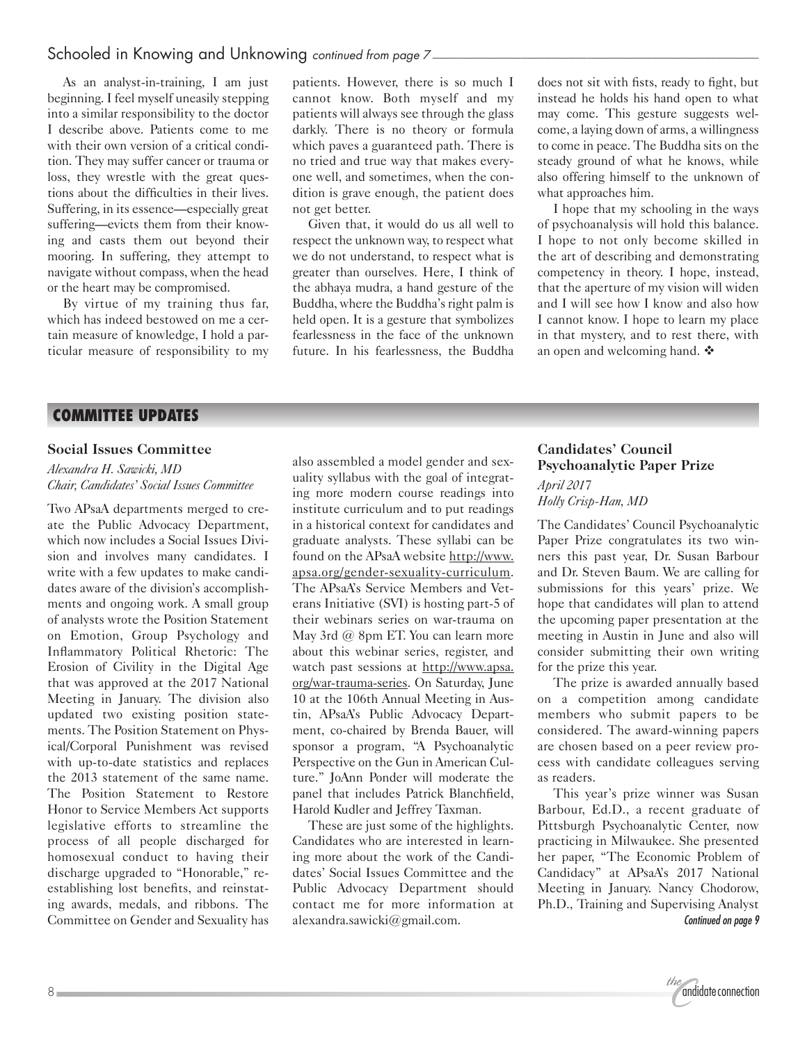## Schooled in Knowing and Unknowing *continued from page 7*

As an analyst-in-training, I am just beginning. I feel myself uneasily stepping into a similar responsibility to the doctor I describe above. Patients come to me with their own version of a critical condition. They may suffer cancer or trauma or loss, they wrestle with the great questions about the difficulties in their lives. Suffering, in its essence—especially great suffering—evicts them from their knowing and casts them out beyond their mooring. In suffering, they attempt to navigate without compass, when the head or the heart may be compromised.

By virtue of my training thus far, which has indeed bestowed on me a certain measure of knowledge, I hold a particular measure of responsibility to my patients. However, there is so much I cannot know. Both myself and my patients will always see through the glass darkly. There is no theory or formula which paves a guaranteed path. There is no tried and true way that makes everyone well, and sometimes, when the condition is grave enough, the patient does not get better.

Given that, it would do us all well to respect the unknown way, to respect what we do not understand, to respect what is greater than ourselves. Here, I think of the abhaya mudra, a hand gesture of the Buddha, where the Buddha's right palm is held open. It is a gesture that symbolizes fearlessness in the face of the unknown future. In his fearlessness, the Buddha does not sit with fists, ready to fight, but instead he holds his hand open to what may come. This gesture suggests welcome, a laying down of arms, a willingness to come in peace. The Buddha sits on the steady ground of what he knows, while also offering himself to the unknown of what approaches him.

I hope that my schooling in the ways of psychoanalysis will hold this balance. I hope to not only become skilled in the art of describing and demonstrating competency in theory. I hope, instead, that the aperture of my vision will widen and I will see how I know and also how I cannot know. I hope to learn my place in that mystery, and to rest there, with an open and welcoming hand. ❖

# COMMITTEE UPDATES

### Social Issues Committee

*Alexandra H. Sawicki, MD*
*Chair, Candidates' Social Issues Committee*

Two APsaA departments merged to create the Public Advocacy Department, which now includes a Social Issues Division and involves many candidates. I write with a few updates to make candidates aware of the division's accomplishments and ongoing work. A small group of analysts wrote the Position Statement on Emotion, Group Psychology and Inflammatory Political Rhetoric: The Erosion of Civility in the Digital Age that was approved at the 2017 National Meeting in January. The division also updated two existing position statements. The Position Statement on Physical/Corporal Punishment was revised with up-to-date statistics and replaces the 2013 statement of the same name. The Position Statement to Restore Honor to Service Members Act supports legislative efforts to streamline the process of all people discharged for homosexual conduct to having their discharge upgraded to "Honorable," re-establishing lost benefits, and reinstating awards, medals, and ribbons. The Committee on Gender and Sexuality has also assembled a model gender and sexuality syllabus with the goal of integrating more modern course readings into institute curriculum and to put readings in a historical context for candidates and graduate analysts. These syllabi can be found on the APsaA website http://www.apsa.org/gender-sexuality-curriculum. The APsaA's Service Members and Veterans Initiative (SVI) is hosting part-5 of their webinars series on war-trauma on May 3rd @ 8pm ET. You can learn more about this webinar series, register, and watch past sessions at http://www.apsa.org/war-trauma-series. On Saturday, June 10 at the 106th Annual Meeting in Austin, APsaA's Public Advocacy Department, co-chaired by Brenda Bauer, will sponsor a program, "A Psychoanalytic Perspective on the Gun in American Culture." JoAnn Ponder will moderate the panel that includes Patrick Blanchfield, Harold Kudler and Jeffrey Taxman.

These are just some of the highlights. Candidates who are interested in learning more about the work of the Candidates' Social Issues Committee and the Public Advocacy Department should contact me for more information at alexandra.sawicki@gmail.com.

### Candidates' Council Psychoanalytic Paper Prize

*April 2017*
*Holly Crisp-Han, MD*

The Candidates' Council Psychoanalytic Paper Prize congratulates its two winners this past year, Dr. Susan Barbour and Dr. Steven Baum. We are calling for submissions for this years' prize. We hope that candidates will plan to attend the upcoming paper presentation at the meeting in Austin in June and also will consider submitting their own writing for the prize this year.

The prize is awarded annually based on a competition among candidate members who submit papers to be considered. The award-winning papers are chosen based on a peer review process with candidate colleagues serving as readers.

This year's prize winner was Susan Barbour, Ed.D., a recent graduate of Pittsburgh Psychoanalytic Center, now practicing in Milwaukee. She presented her paper, "The Economic Problem of Candidacy" at APsaA's 2017 National Meeting in January. Nancy Chodorow, Ph.D., Training and Supervising Analyst

*Continued on page 9*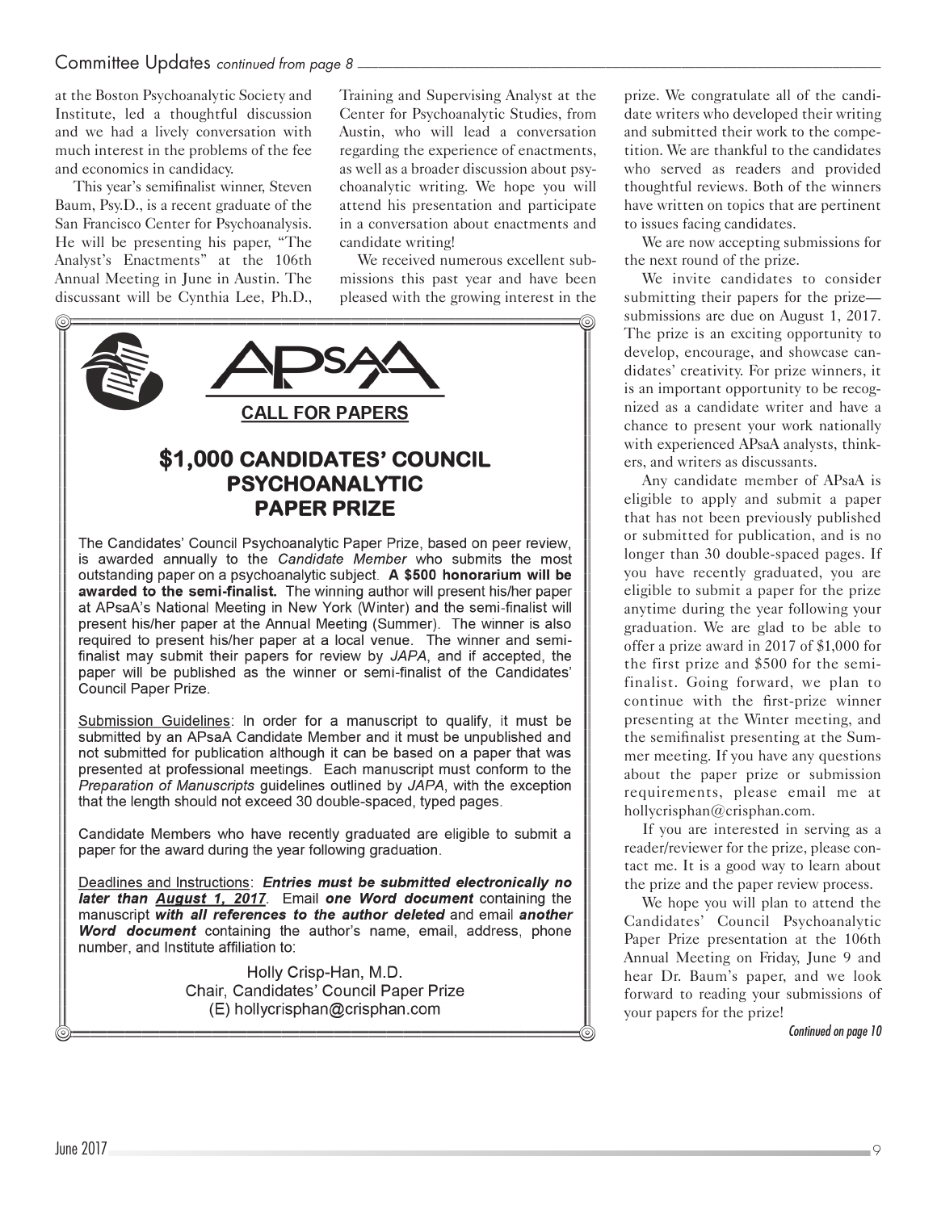## Committee Updates *continued from page 8*

at the Boston Psychoanalytic Society and Institute, led a thoughtful discussion and we had a lively conversation with much interest in the problems of the fee and economics in candidacy.

This year's semifinalist winner, Steven Baum, Psy.D., is a recent graduate of the San Francisco Center for Psychoanalysis. He will be presenting his paper, "The Analyst's Enactments" at the 106th Annual Meeting in June in Austin. The discussant will be Cynthia Lee, Ph.D., Training and Supervising Analyst at the Center for Psychoanalytic Studies, from Austin, who will lead a conversation regarding the experience of enactments, as well as a broader discussion about psychoanalytic writing. We hope you will attend his presentation and participate in a conversation about enactments and candidate writing!

We received numerous excellent submissions this past year and have been pleased with the growing interest in the prize. We congratulate all of the candidate writers who developed their writing and submitted their work to the competition. We are thankful to the candidates who served as readers and provided thoughtful reviews. Both of the winners have written on topics that are pertinent to issues facing candidates.

We are now accepting submissions for the next round of the prize.

We invite candidates to consider submitting their papers for the prize—submissions are due on August 1, 2017. The prize is an exciting opportunity to develop, encourage, and showcase candidates' creativity. For prize winners, it is an important opportunity to be recognized as a candidate writer and have a chance to present your work nationally with experienced APsaA analysts, thinkers, and writers as discussants.

Any candidate member of APsaA is eligible to apply and submit a paper that has not been previously published or submitted for publication, and is no longer than 30 double-spaced pages. If you have recently graduated, you are eligible to submit a paper for the prize anytime during the year following your graduation. We are glad to be able to offer a prize award in 2017 of $1,000 for the first prize and $500 for the semifinalist. Going forward, we plan to continue with the first-prize winner presenting at the Winter meeting, and the semifinalist presenting at the Summer meeting. If you have any questions about the paper prize or submission requirements, please email me at hollycrisphan@crisphan.com.

If you are interested in serving as a reader/reviewer for the prize, please contact me. It is a good way to learn about the prize and the paper review process.

We hope you will plan to attend the Candidates' Council Psychoanalytic Paper Prize presentation at the 106th Annual Meeting on Friday, June 9 and hear Dr. Baum's paper, and we look forward to reading your submissions of your papers for the prize!

*Continued on page 10*

---

APsaA

**CALL FOR PAPERS**

### $1,000 CANDIDATES' COUNCIL PSYCHOANALYTIC PAPER PRIZE

The Candidates' Council Psychoanalytic Paper Prize, based on peer review, is awarded annually to the *Candidate Member* who submits the most outstanding paper on a psychoanalytic subject. **A $500 honorarium will be awarded to the semi-finalist.** The winning author will present his/her paper at APsaA's National Meeting in New York (Winter) and the semi-finalist will present his/her paper at the Annual Meeting (Summer). The winner is also required to present his/her paper at a local venue. The winner and semi-finalist may submit their papers for review by *JAPA*, and if accepted, the paper will be published as the winner or semi-finalist of the Candidates' Council Paper Prize.

Submission Guidelines: In order for a manuscript to qualify, it must be submitted by an APsaA Candidate Member and it must be unpublished and not submitted for publication although it can be based on a paper that was presented at professional meetings. Each manuscript must conform to the *Preparation of Manuscripts* guidelines outlined by *JAPA*, with the exception that the length should not exceed 30 double-spaced, typed pages.

Candidate Members who have recently graduated are eligible to submit a paper for the award during the year following graduation.

Deadlines and Instructions: ***Entries must be submitted electronically no later than August 1, 2017***. Email ***one Word document*** containing the manuscript ***with all references to the author deleted*** and email ***another Word document*** containing the author's name, email, address, phone number, and Institute affiliation to:

Holly Crisp-Han, M.D.
Chair, Candidates' Council Paper Prize
(E) hollycrisphan@crisphan.com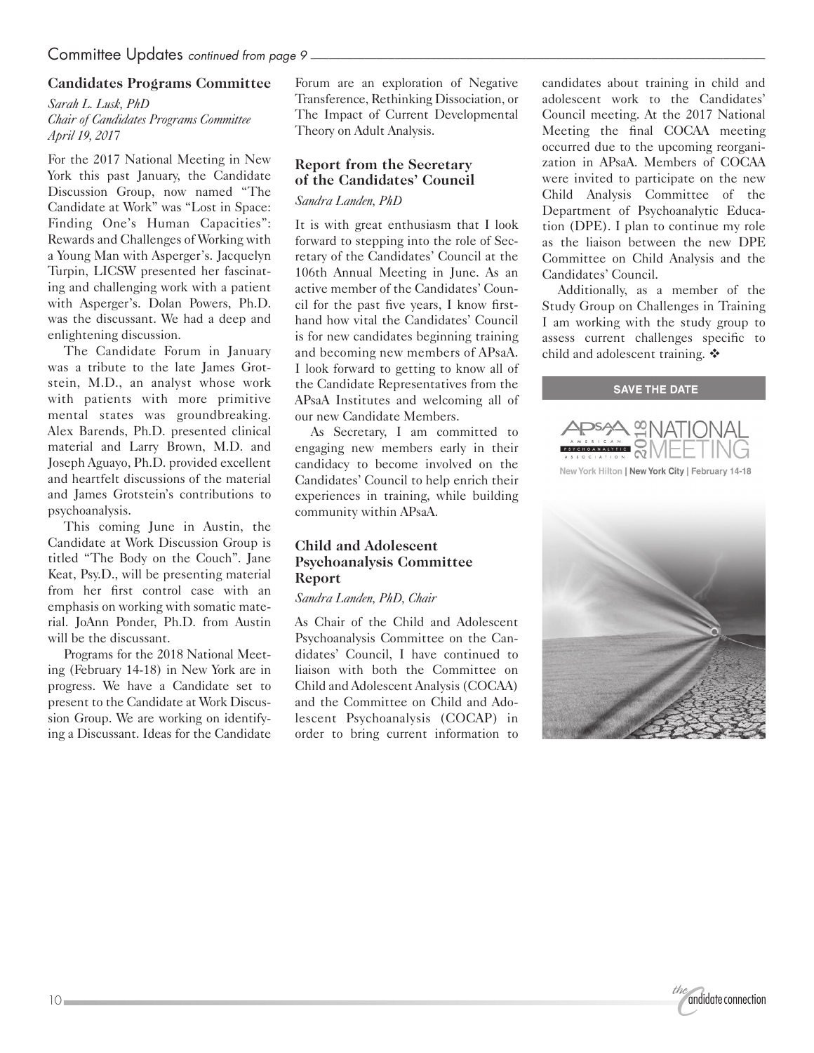Committee Updates *continued from page 9*

### Candidates Programs Committee

*Sarah L. Lusk, PhD*
*Chair of Candidates Programs Committee*
*April 19, 2017*

For the 2017 National Meeting in New York this past January, the Candidate Discussion Group, now named "The Candidate at Work" was "Lost in Space: Finding One's Human Capacities": Rewards and Challenges of Working with a Young Man with Asperger's. Jacquelyn Turpin, LICSW presented her fascinating and challenging work with a patient with Asperger's. Dolan Powers, Ph.D. was the discussant. We had a deep and enlightening discussion.

The Candidate Forum in January was a tribute to the late James Grotstein, M.D., an analyst whose work with patients with more primitive mental states was groundbreaking. Alex Barends, Ph.D. presented clinical material and Larry Brown, M.D. and Joseph Aguayo, Ph.D. provided excellent and heartfelt discussions of the material and James Grotstein's contributions to psychoanalysis.

This coming June in Austin, the Candidate at Work Discussion Group is titled "The Body on the Couch". Jane Keat, Psy.D., will be presenting material from her first control case with an emphasis on working with somatic material. JoAnn Ponder, Ph.D. from Austin will be the discussant.

Programs for the 2018 National Meeting (February 14-18) in New York are in progress. We have a Candidate set to present to the Candidate at Work Discussion Group. We are working on identifying a Discussant. Ideas for the Candidate Forum are an exploration of Negative Transference, Rethinking Dissociation, or The Impact of Current Developmental Theory on Adult Analysis.

### Report from the Secretary of the Candidates' Council

*Sandra Landen, PhD*

It is with great enthusiasm that I look forward to stepping into the role of Secretary of the Candidates' Council at the 106th Annual Meeting in June. As an active member of the Candidates' Council for the past five years, I know first-hand how vital the Candidates' Council is for new candidates beginning training and becoming new members of APsaA. I look forward to getting to know all of the Candidate Representatives from the APsaA Institutes and welcoming all of our new Candidate Members.

As Secretary, I am committed to engaging new members early in their candidacy to become involved on the Candidates' Council to help enrich their experiences in training, while building community within APsaA.

### Child and Adolescent Psychoanalysis Committee Report

*Sandra Landen, PhD, Chair*

As Chair of the Child and Adolescent Psychoanalysis Committee on the Candidates' Council, I have continued to liaison with both the Committee on Child and Adolescent Analysis (COCAA) and the Committee on Child and Adolescent Psychoanalysis (COCAP) in order to bring current information to candidates about training in child and adolescent work to the Candidates' Council meeting. At the 2017 National Meeting the final COCAA meeting occurred due to the upcoming reorganization in APsaA. Members of COCAA were invited to participate on the new Child Analysis Committee of the Department of Psychoanalytic Education (DPE). I plan to continue my role as the liaison between the new DPE Committee on Child Analysis and the Candidates' Council.

Additionally, as a member of the Study Group on Challenges in Training I am working with the study group to assess current challenges specific to child and adolescent training. ❖

**SAVE THE DATE**

APsaA American Psychoanalytic Association 2018 NATIONAL MEETING

New York Hilton | New York City | February 14-18